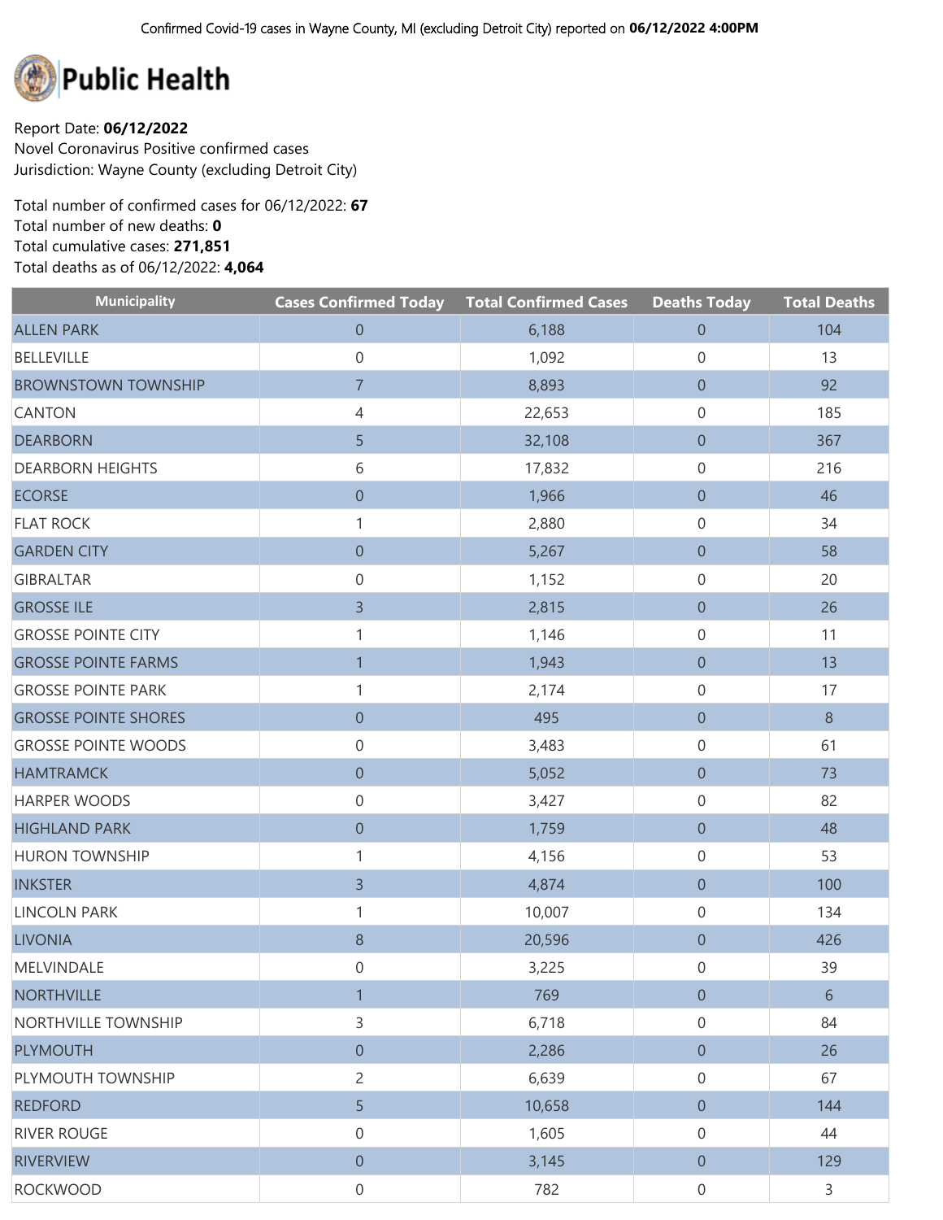Confirmed Covid-19 cases in Wayne County, MI (excluding Detroit City) reported on **06/12/2022 4:00PM**

# Public Health

Report Date: **06/12/2022**
Novel Coronavirus Positive confirmed cases
Jurisdiction: Wayne County (excluding Detroit City)

Total number of confirmed cases for 06/12/2022: **67**
Total number of new deaths: **0**
Total cumulative cases: **271,851**
Total deaths as of 06/12/2022: **4,064**

| Municipality | Cases Confirmed Today | Total Confirmed Cases | Deaths Today | Total Deaths |
|---|---|---|---|---|
| ALLEN PARK | 0 | 6,188 | 0 | 104 |
| BELLEVILLE | 0 | 1,092 | 0 | 13 |
| BROWNSTOWN TOWNSHIP | 7 | 8,893 | 0 | 92 |
| CANTON | 4 | 22,653 | 0 | 185 |
| DEARBORN | 5 | 32,108 | 0 | 367 |
| DEARBORN HEIGHTS | 6 | 17,832 | 0 | 216 |
| ECORSE | 0 | 1,966 | 0 | 46 |
| FLAT ROCK | 1 | 2,880 | 0 | 34 |
| GARDEN CITY | 0 | 5,267 | 0 | 58 |
| GIBRALTAR | 0 | 1,152 | 0 | 20 |
| GROSSE ILE | 3 | 2,815 | 0 | 26 |
| GROSSE POINTE CITY | 1 | 1,146 | 0 | 11 |
| GROSSE POINTE FARMS | 1 | 1,943 | 0 | 13 |
| GROSSE POINTE PARK | 1 | 2,174 | 0 | 17 |
| GROSSE POINTE SHORES | 0 | 495 | 0 | 8 |
| GROSSE POINTE WOODS | 0 | 3,483 | 0 | 61 |
| HAMTRAMCK | 0 | 5,052 | 0 | 73 |
| HARPER WOODS | 0 | 3,427 | 0 | 82 |
| HIGHLAND PARK | 0 | 1,759 | 0 | 48 |
| HURON TOWNSHIP | 1 | 4,156 | 0 | 53 |
| INKSTER | 3 | 4,874 | 0 | 100 |
| LINCOLN PARK | 1 | 10,007 | 0 | 134 |
| LIVONIA | 8 | 20,596 | 0 | 426 |
| MELVINDALE | 0 | 3,225 | 0 | 39 |
| NORTHVILLE | 1 | 769 | 0 | 6 |
| NORTHVILLE TOWNSHIP | 3 | 6,718 | 0 | 84 |
| PLYMOUTH | 0 | 2,286 | 0 | 26 |
| PLYMOUTH TOWNSHIP | 2 | 6,639 | 0 | 67 |
| REDFORD | 5 | 10,658 | 0 | 144 |
| RIVER ROUGE | 0 | 1,605 | 0 | 44 |
| RIVERVIEW | 0 | 3,145 | 0 | 129 |
| ROCKWOOD | 0 | 782 | 0 | 3 |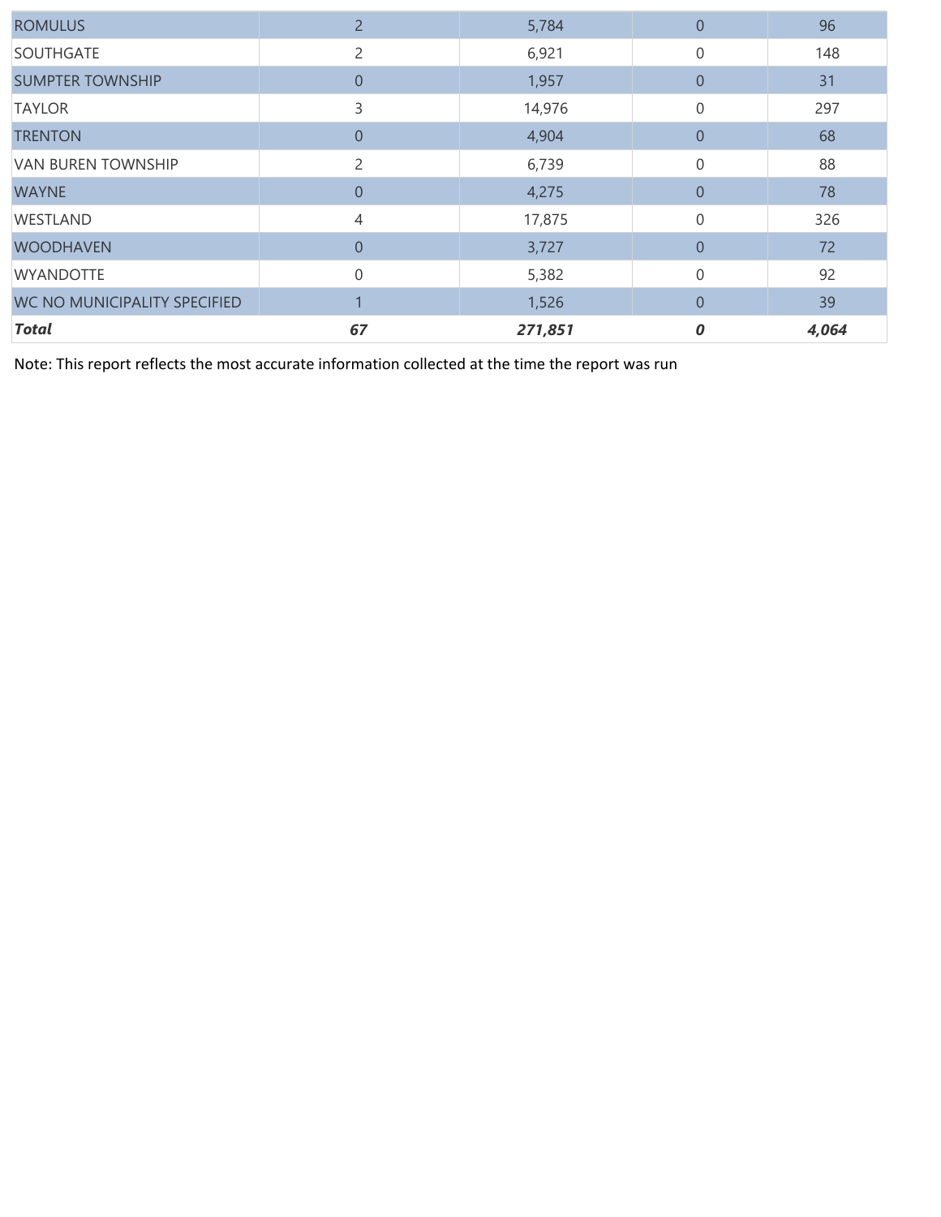| | | | | |
|---|---|---|---|---|
| ROMULUS | 2 | 5,784 | 0 | 96 |
| SOUTHGATE | 2 | 6,921 | 0 | 148 |
| SUMPTER TOWNSHIP | 0 | 1,957 | 0 | 31 |
| TAYLOR | 3 | 14,976 | 0 | 297 |
| TRENTON | 0 | 4,904 | 0 | 68 |
| VAN BUREN TOWNSHIP | 2 | 6,739 | 0 | 88 |
| WAYNE | 0 | 4,275 | 0 | 78 |
| WESTLAND | 4 | 17,875 | 0 | 326 |
| WOODHAVEN | 0 | 3,727 | 0 | 72 |
| WYANDOTTE | 0 | 5,382 | 0 | 92 |
| WC NO MUNICIPALITY SPECIFIED | 1 | 1,526 | 0 | 39 |
| ***Total*** | ***67*** | ***271,851*** | ***0*** | ***4,064*** |

Note: This report reflects the most accurate information collected at the time the report was run